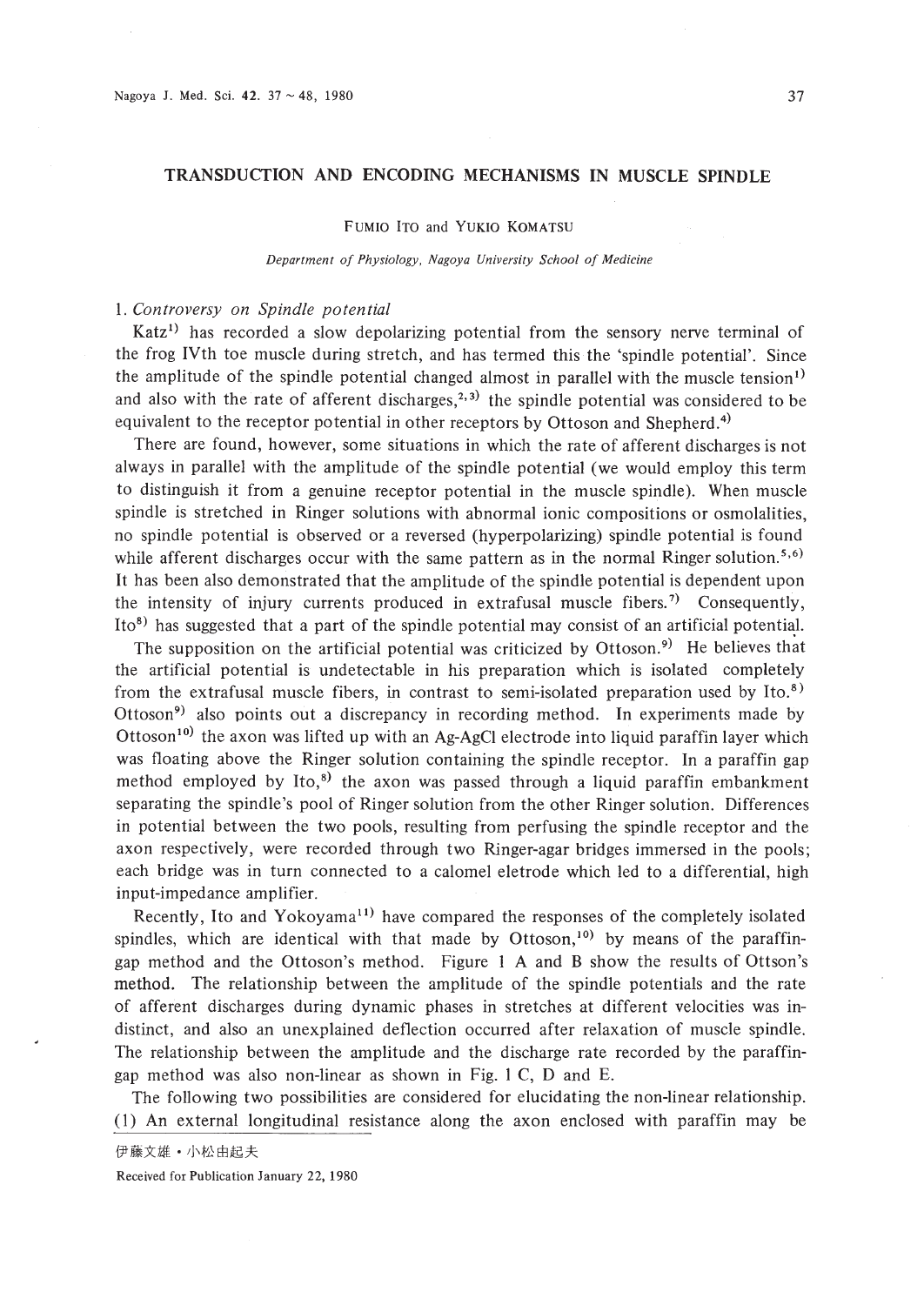# TRANSDUCTION AND ENCODING MECHANISMS IN MUSCLE SPINDLE

FUMIO ITO and YUKIO KOMATSU

*Department of Physiology, Nagoya University School of Medicine*

## 1. *Controversy on Spindle potential*

Katz[1] has recorded a slow depolarizing potential from the sensory nerve terminal of the frog IVth toe muscle during stretch, and has termed this the 'spindle potential'. Since the amplitude of the spindle potential changed almost in parallel with the muscle tension[1] and also with the rate of afferent discharges,[2,3] the spindle potential was considered to be equivalent to the receptor potential in other receptors by Ottoson and Shepherd.[4]

There are found, however, some situations in which the rate of afferent discharges is not always in parallel with the amplitude of the spindle potential (we would employ this term to distinguish it from a genuine receptor potential in the muscle spindle). When muscle spindle is stretched in Ringer solutions with abnormal ionic compositions or osmolalities, no spindle potential is observed or a reversed (hyperpolarizing) spindle potential is found while afferent discharges occur with the same pattern as in the normal Ringer solution.[5,6] It has been also demonstrated that the amplitude of the spindle potential is dependent upon the intensity of injury currents produced in extrafusal muscle fibers.[7] Consequently, Ito[8] has suggested that a part of the spindle potential may consist of an artificial potential.

The supposition on the artificial potential was criticized by Ottoson.[9] He believes that the artificial potential is undetectable in his preparation which is isolated completely from the extrafusal muscle fibers, in contrast to semi-isolated preparation used by Ito.[8] Ottoson[9] also points out a discrepancy in recording method. In experiments made by Ottoson[10] the axon was lifted up with an Ag-AgCl electrode into liquid paraffin layer which was floating above the Ringer solution containing the spindle receptor. In a paraffin gap method employed by Ito,[8] the axon was passed through a liquid paraffin embankment separating the spindle's pool of Ringer solution from the other Ringer solution. Differences in potential between the two pools, resulting from perfusing the spindle receptor and the axon respectively, were recorded through two Ringer-agar bridges immersed in the pools; each bridge was in turn connected to a calomel eletrode which led to a differential, high input-impedance amplifier.

Recently, Ito and Yokoyama[11] have compared the responses of the completely isolated spindles, which are identical with that made by Ottoson,[10] by means of the paraffin-gap method and the Ottoson's method. Figure 1 A and B show the results of Ottson's method. The relationship between the amplitude of the spindle potentials and the rate of afferent discharges during dynamic phases in stretches at different velocities was indistinct, and also an unexplained deflection occurred after relaxation of muscle spindle. The relationship between the amplitude and the discharge rate recorded by the paraffin-gap method was also non-linear as shown in Fig. 1 C, D and E.

The following two possibilities are considered for elucidating the non-linear relationship. (1) An external longitudinal resistance along the axon enclosed with paraffin may be

伊藤文雄・小松由起夫

Received for Publication January 22, 1980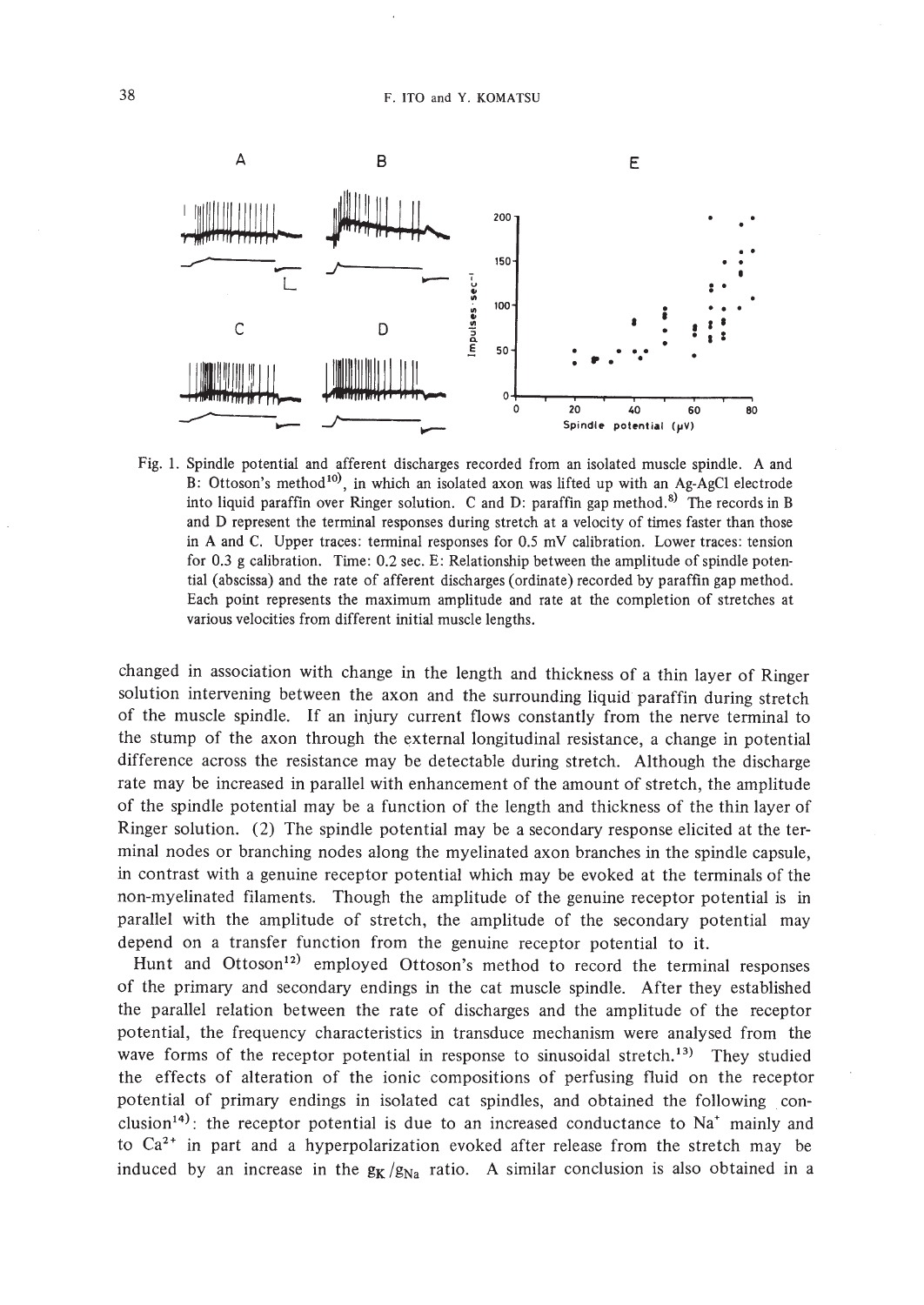Fig. 1. Spindle potential and afferent discharges recorded from an isolated muscle spindle. A and B: Ottoson's method[10], in which an isolated axon was lifted up with an Ag-AgCl electrode into liquid paraffin over Ringer solution. C and D: paraffin gap method.[8] The records in B and D represent the terminal responses during stretch at a velocity of times faster than those in A and C. Upper traces: terminal responses for 0.5 mV calibration. Lower traces: tension for 0.3 g calibration. Time: 0.2 sec. E: Relationship between the amplitude of spindle potential (abscissa) and the rate of afferent discharges (ordinate) recorded by paraffin gap method. Each point represents the maximum amplitude and rate at the completion of stretches at various velocities from different initial muscle lengths.

changed in association with change in the length and thickness of a thin layer of Ringer solution intervening between the axon and the surrounding liquid paraffin during stretch of the muscle spindle. If an injury current flows constantly from the nerve terminal to the stump of the axon through the external longitudinal resistance, a change in potential difference across the resistance may be detectable during stretch. Although the discharge rate may be increased in parallel with enhancement of the amount of stretch, the amplitude of the spindle potential may be a function of the length and thickness of the thin layer of Ringer solution. (2) The spindle potential may be a secondary response elicited at the terminal nodes or branching nodes along the myelinated axon branches in the spindle capsule, in contrast with a genuine receptor potential which may be evoked at the terminals of the non-myelinated filaments. Though the amplitude of the genuine receptor potential is in parallel with the amplitude of stretch, the amplitude of the secondary potential may depend on a transfer function from the genuine receptor potential to it.

Hunt and Ottoson[12] employed Ottoson's method to record the terminal responses of the primary and secondary endings in the cat muscle spindle. After they established the parallel relation between the rate of discharges and the amplitude of the receptor potential, the frequency characteristics in transduce mechanism were analysed from the wave forms of the receptor potential in response to sinusoidal stretch.[13] They studied the effects of alteration of the ionic compositions of perfusing fluid on the receptor potential of primary endings in isolated cat spindles, and obtained the following conclusion[14]: the receptor potential is due to an increased conductance to $Na^+$ mainly and to $Ca^{2+}$ in part and a hyperpolarization evoked after release from the stretch may be induced by an increase in the $g_K/g_{Na}$ ratio. A similar conclusion is also obtained in a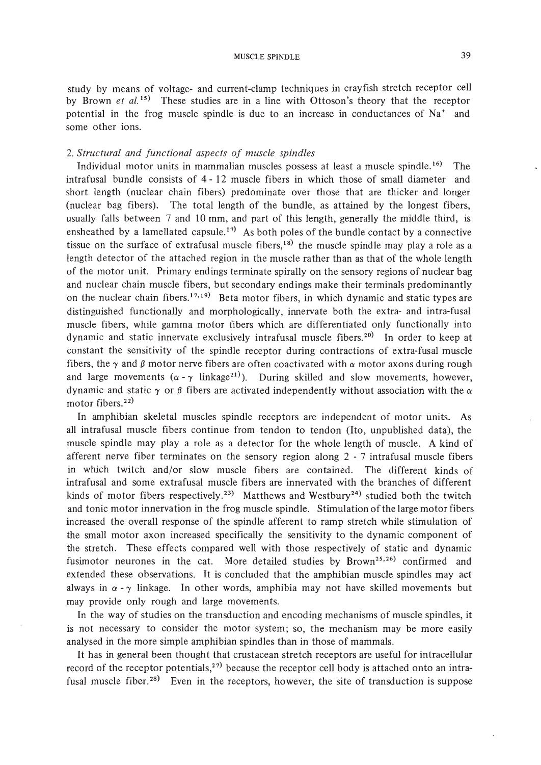study by means of voltage- and current-clamp techniques in crayfish stretch receptor cell by Brown *et al.*[15] These studies are in a line with Ottoson's theory that the receptor potential in the frog muscle spindle is due to an increase in conductances of $Na^+$ and some other ions.

## 2. *Structural and functional aspects of muscle spindles*

Individual motor units in mammalian muscles possess at least a muscle spindle.[16] The intrafusal bundle consists of 4 - 12 muscle fibers in which those of small diameter and short length (nuclear chain fibers) predominate over those that are thicker and longer (nuclear bag fibers). The total length of the bundle, as attained by the longest fibers, usually falls between 7 and 10 mm, and part of this length, generally the middle third, is ensheathed by a lamellated capsule.[17] As both poles of the bundle contact by a connective tissue on the surface of extrafusal muscle fibers,[18] the muscle spindle may play a role as a length detector of the attached region in the muscle rather than as that of the whole length of the motor unit. Primary endings terminate spirally on the sensory regions of nuclear bag and nuclear chain muscle fibers, but secondary endings make their terminals predominantly on the nuclear chain fibers.[17,19] Beta motor fibers, in which dynamic and static types are distinguished functionally and morphologically, innervate both the extra- and intra-fusal muscle fibers, while gamma motor fibers which are differentiated only functionally into dynamic and static innervate exclusively intrafusal muscle fibers.[20] In order to keep at constant the sensitivity of the spindle receptor during contractions of extra-fusal muscle fibers, the $\gamma$ and $\beta$ motor nerve fibers are often coactivated with $\alpha$ motor axons during rough and large movements ($\alpha$ - $\gamma$ linkage[21]). During skilled and slow movements, however, dynamic and static $\gamma$ or $\beta$ fibers are activated independently without association with the $\alpha$ motor fibers.[22]

In amphibian skeletal muscles spindle receptors are independent of motor units. As all intrafusal muscle fibers continue from tendon to tendon (Ito, unpublished data), the muscle spindle may play a role as a detector for the whole length of muscle. A kind of afferent nerve fiber terminates on the sensory region along 2 - 7 intrafusal muscle fibers in which twitch and/or slow muscle fibers are contained. The different kinds of intrafusal and some extrafusal muscle fibers are innervated with the branches of different kinds of motor fibers respectively.[23] Matthews and Westbury[24] studied both the twitch and tonic motor innervation in the frog muscle spindle. Stimulation of the large motor fibers increased the overall response of the spindle afferent to ramp stretch while stimulation of the small motor axon increased specifically the sensitivity to the dynamic component of the stretch. These effects compared well with those respectively of static and dynamic fusimotor neurones in the cat. More detailed studies by Brown[25,26] confirmed and extended these observations. It is concluded that the amphibian muscle spindles may act always in $\alpha$ - $\gamma$ linkage. In other words, amphibia may not have skilled movements but may provide only rough and large movements.

In the way of studies on the transduction and encoding mechanisms of muscle spindles, it is not necessary to consider the motor system; so, the mechanism may be more easily analysed in the more simple amphibian spindles than in those of mammals.

It has in general been thought that crustacean stretch receptors are useful for intracellular record of the receptor potentials,[27] because the receptor cell body is attached onto an intrafusal muscle fiber.[28] Even in the receptors, however, the site of transduction is suppose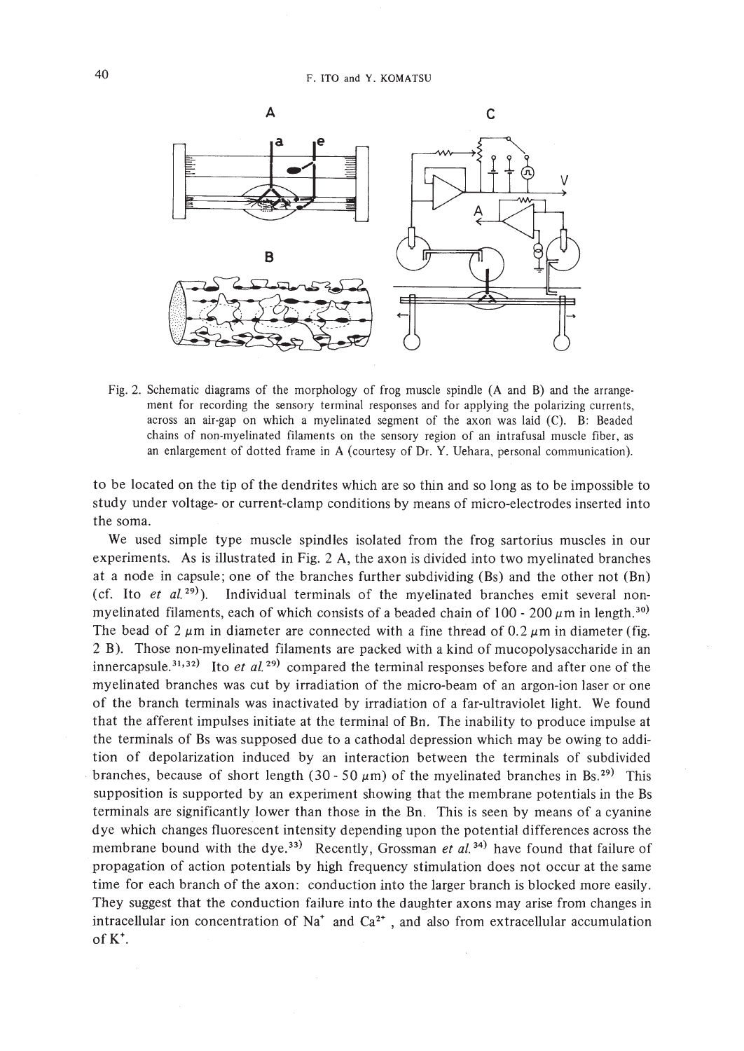Fig. 2. Schematic diagrams of the morphology of frog muscle spindle (A and B) and the arrangement for recording the sensory terminal responses and for applying the polarizing currents, across an air-gap on which a myelinated segment of the axon was laid (C). B: Beaded chains of non-myelinated filaments on the sensory region of an intrafusal muscle fiber, as an enlargement of dotted frame in A (courtesy of Dr. Y. Uehara, personal communication).

to be located on the tip of the dendrites which are so thin and so long as to be impossible to study under voltage- or current-clamp conditions by means of micro-electrodes inserted into the soma.

We used simple type muscle spindles isolated from the frog sartorius muscles in our experiments. As is illustrated in Fig. 2 A, the axon is divided into two myelinated branches at a node in capsule; one of the branches further subdividing (Bs) and the other not (Bn) (cf. Ito *et al.*[29]). Individual terminals of the myelinated branches emit several non-myelinated filaments, each of which consists of a beaded chain of 100 - 200 $\mu$m in length.[30] The bead of 2 $\mu$m in diameter are connected with a fine thread of 0.2 $\mu$m in diameter (fig. 2 B). Those non-myelinated filaments are packed with a kind of mucopolysaccharide in an innercapsule.[31,32] Ito *et al.*[29] compared the terminal responses before and after one of the myelinated branches was cut by irradiation of the micro-beam of an argon-ion laser or one of the branch terminals was inactivated by irradiation of a far-ultraviolet light. We found that the afferent impulses initiate at the terminal of Bn. The inability to produce impulse at the terminals of Bs was supposed due to a cathodal depression which may be owing to addition of depolarization induced by an interaction between the terminals of subdivided branches, because of short length (30 - 50 $\mu$m) of the myelinated branches in Bs.[29] This supposition is supported by an experiment showing that the membrane potentials in the Bs terminals are significantly lower than those in the Bn. This is seen by means of a cyanine dye which changes fluorescent intensity depending upon the potential differences across the membrane bound with the dye.[33] Recently, Grossman *et al.*[34] have found that failure of propagation of action potentials by high frequency stimulation does not occur at the same time for each branch of the axon: conduction into the larger branch is blocked more easily. They suggest that the conduction failure into the daughter axons may arise from changes in intracellular ion concentration of $Na^+$ and $Ca^{2+}$, and also from extracellular accumulation of $K^+$.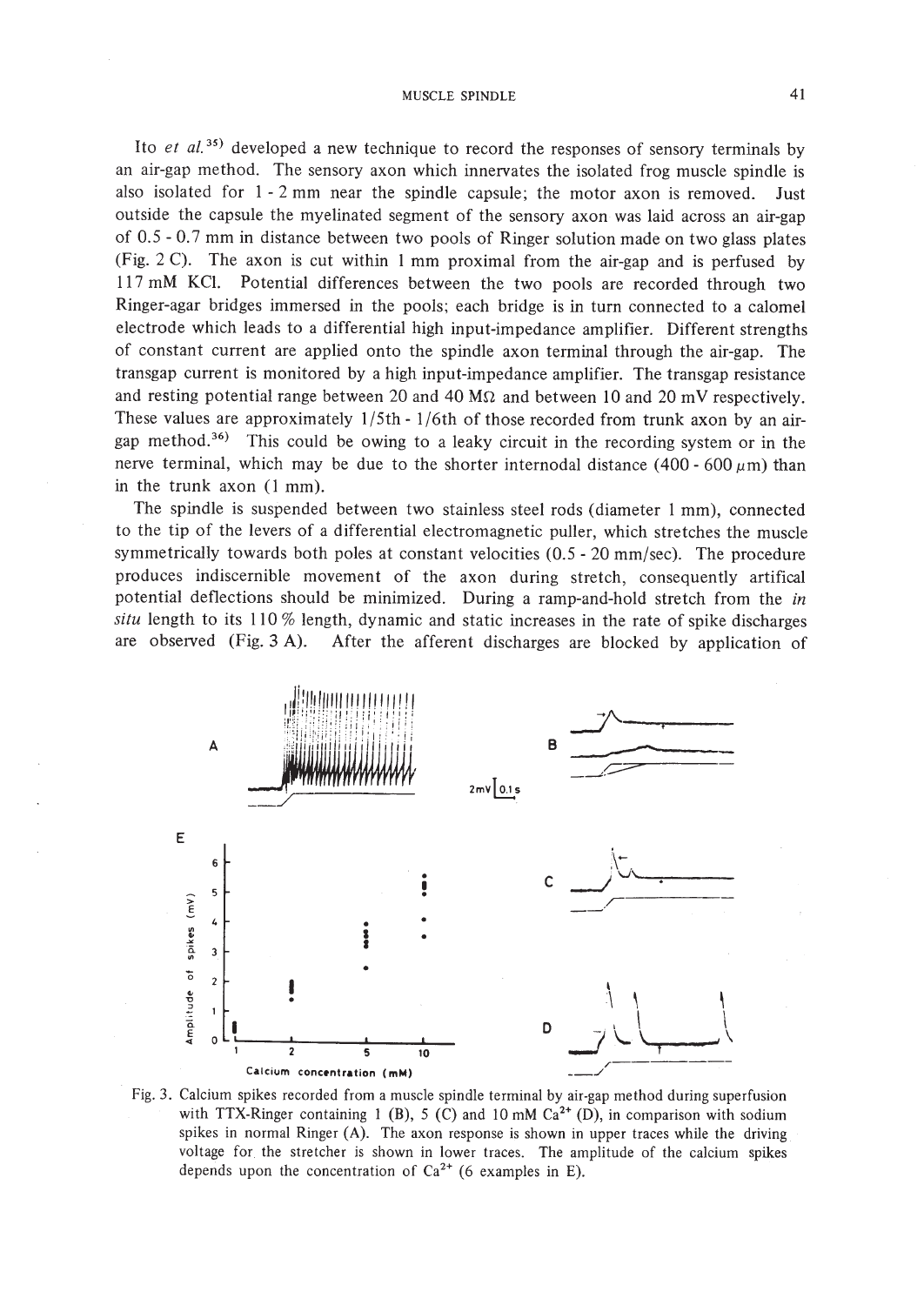Ito *et al.*[35] developed a new technique to record the responses of sensory terminals by an air-gap method. The sensory axon which innervates the isolated frog muscle spindle is also isolated for 1 - 2 mm near the spindle capsule; the motor axon is removed. Just outside the capsule the myelinated segment of the sensory axon was laid across an air-gap of 0.5 - 0.7 mm in distance between two pools of Ringer solution made on two glass plates (Fig. 2 C). The axon is cut within 1 mm proximal from the air-gap and is perfused by 117 mM KCl. Potential differences between the two pools are recorded through two Ringer-agar bridges immersed in the pools; each bridge is in turn connected to a calomel electrode which leads to a differential high input-impedance amplifier. Different strengths of constant current are applied onto the spindle axon terminal through the air-gap. The transgap current is monitored by a high input-impedance amplifier. The transgap resistance and resting potential range between 20 and 40 MΩ and between 10 and 20 mV respectively. These values are approximately 1/5th - 1/6th of those recorded from trunk axon by an air-gap method.[36] This could be owing to a leaky circuit in the recording system or in the nerve terminal, which may be due to the shorter internodal distance (400 - 600 μm) than in the trunk axon (1 mm).

The spindle is suspended between two stainless steel rods (diameter 1 mm), connected to the tip of the levers of a differential electromagnetic puller, which stretches the muscle symmetrically towards both poles at constant velocities (0.5 - 20 mm/sec). The procedure produces indiscernible movement of the axon during stretch, consequently artifical potential deflections should be minimized. During a ramp-and-hold stretch from the *in situ* length to its 110 % length, dynamic and static increases in the rate of spike discharges are observed (Fig. 3 A). After the afferent discharges are blocked by application of

Fig. 3. Calcium spikes recorded from a muscle spindle terminal by air-gap method during superfusion with TTX-Ringer containing 1 (B), 5 (C) and 10 mM $Ca^{2+}$ (D), in comparison with sodium spikes in normal Ringer (A). The axon response is shown in upper traces while the driving voltage for the stretcher is shown in lower traces. The amplitude of the calcium spikes depends upon the concentration of $Ca^{2+}$ (6 examples in E).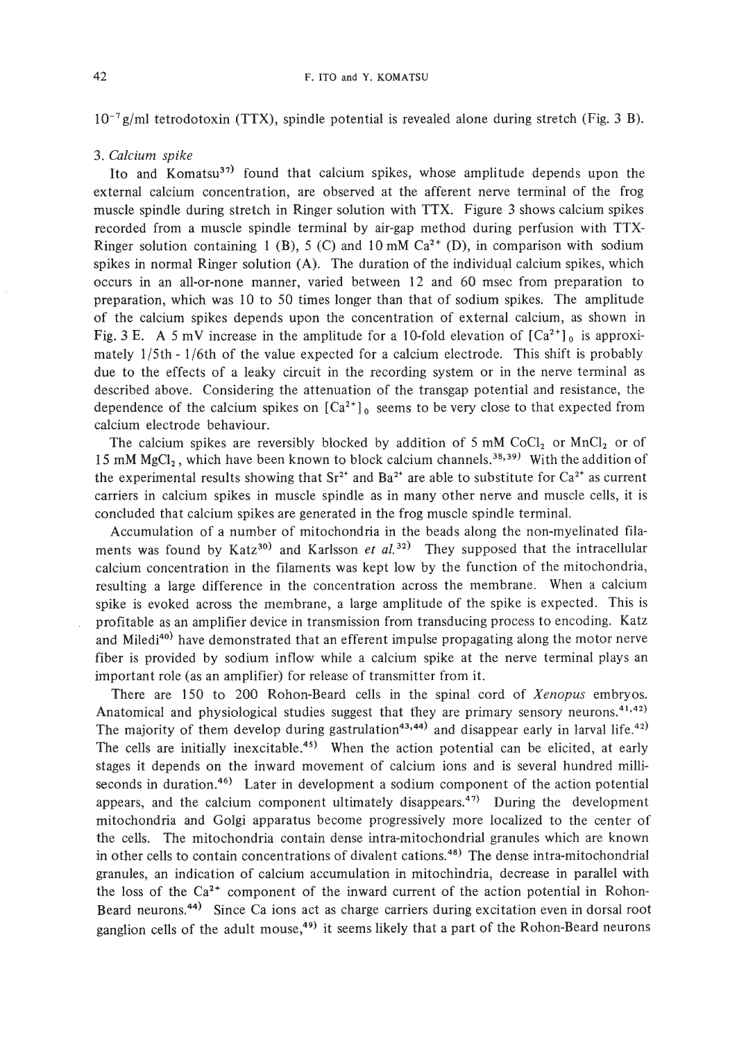$10^{-7}$ g/ml tetrodotoxin (TTX), spindle potential is revealed alone during stretch (Fig. 3 B).

### 3. *Calcium spike*

Ito and Komatsu[37] found that calcium spikes, whose amplitude depends upon the external calcium concentration, are observed at the afferent nerve terminal of the frog muscle spindle during stretch in Ringer solution with TTX. Figure 3 shows calcium spikes recorded from a muscle spindle terminal by air-gap method during perfusion with TTX-Ringer solution containing 1 (B), 5 (C) and 10 mM $Ca^{2+}$ (D), in comparison with sodium spikes in normal Ringer solution (A). The duration of the individual calcium spikes, which occurs in an all-or-none manner, varied between 12 and 60 msec from preparation to preparation, which was 10 to 50 times longer than that of sodium spikes. The amplitude of the calcium spikes depends upon the concentration of external calcium, as shown in Fig. 3 E. A 5 mV increase in the amplitude for a 10-fold elevation of $[Ca^{2+}]_0$ is approximately 1/5th - 1/6th of the value expected for a calcium electrode. This shift is probably due to the effects of a leaky circuit in the recording system or in the nerve terminal as described above. Considering the attenuation of the transgap potential and resistance, the dependence of the calcium spikes on $[Ca^{2+}]_0$ seems to be very close to that expected from calcium electrode behaviour.

The calcium spikes are reversibly blocked by addition of 5 mM $CoCl_2$ or $MnCl_2$ or of 15 mM $MgCl_2$, which have been known to block calcium channels.[38,39] With the addition of the experimental results showing that $Sr^{2+}$ and $Ba^{2+}$ are able to substitute for $Ca^{2+}$ as current carriers in calcium spikes in muscle spindle as in many other nerve and muscle cells, it is concluded that calcium spikes are generated in the frog muscle spindle terminal.

Accumulation of a number of mitochondria in the beads along the non-myelinated filaments was found by Katz[30] and Karlsson *et al.*[32] They supposed that the intracellular calcium concentration in the filaments was kept low by the function of the mitochondria, resulting a large difference in the concentration across the membrane. When a calcium spike is evoked across the membrane, a large amplitude of the spike is expected. This is profitable as an amplifier device in transmission from transducing process to encoding. Katz and Miledi[40] have demonstrated that an efferent impulse propagating along the motor nerve fiber is provided by sodium inflow while a calcium spike at the nerve terminal plays an important role (as an amplifier) for release of transmitter from it.

There are 150 to 200 Rohon-Beard cells in the spinal cord of *Xenopus* embryos. Anatomical and physiological studies suggest that they are primary sensory neurons.[41,42] The majority of them develop during gastrulation[43,44] and disappear early in larval life.[42] The cells are initially inexcitable.[45] When the action potential can be elicited, at early stages it depends on the inward movement of calcium ions and is several hundred milliseconds in duration.[46] Later in development a sodium component of the action potential appears, and the calcium component ultimately disappears.[47] During the development mitochondria and Golgi apparatus become progressively more localized to the center of the cells. The mitochondria contain dense intra-mitochondrial granules which are known in other cells to contain concentrations of divalent cations.[48] The dense intra-mitochondrial granules, an indication of calcium accumulation in mitochindria, decrease in parallel with the loss of the $Ca^{2+}$ component of the inward current of the action potential in Rohon-Beard neurons.[44] Since Ca ions act as charge carriers during excitation even in dorsal root ganglion cells of the adult mouse,[49] it seems likely that a part of the Rohon-Beard neurons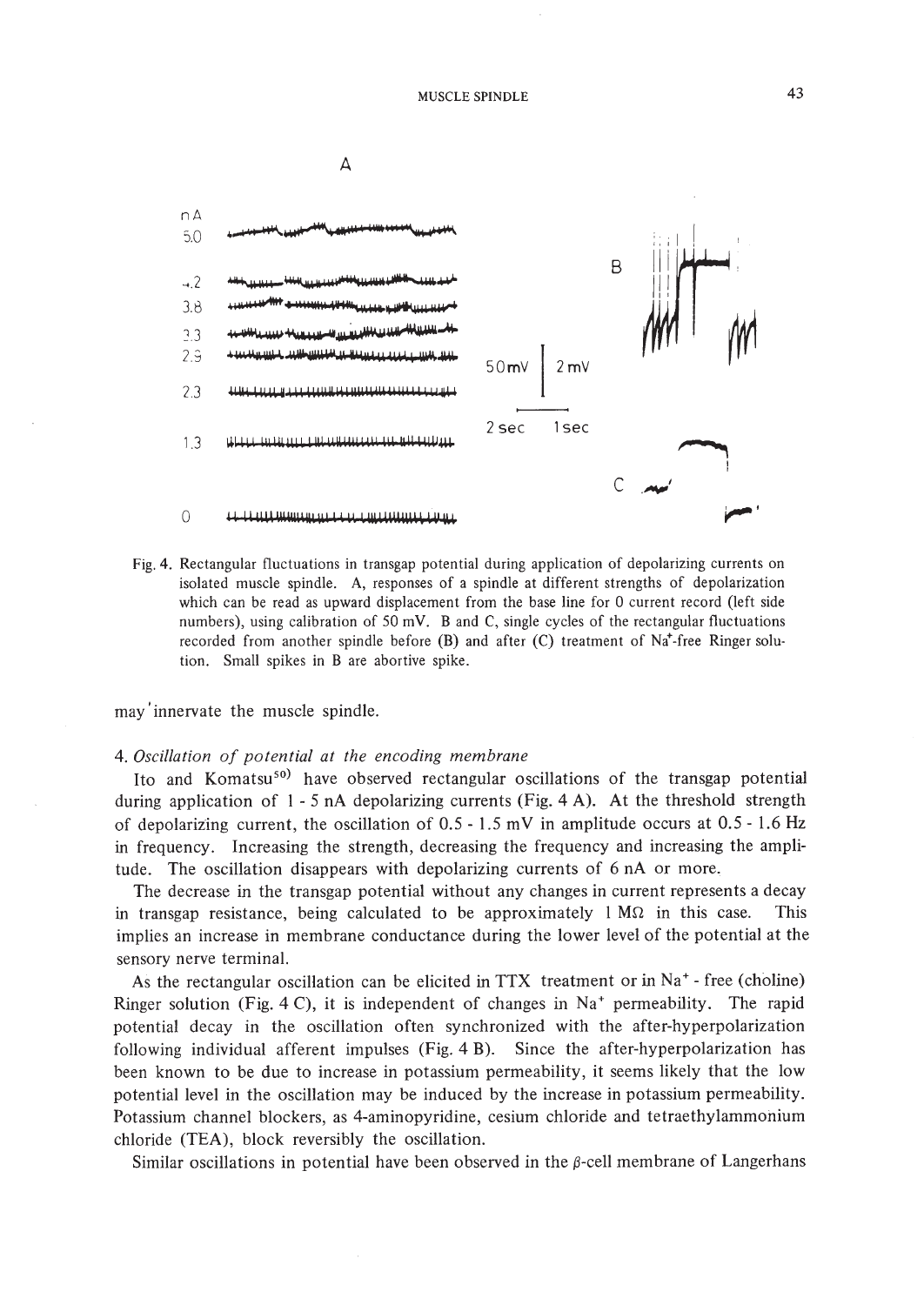Fig. 4. Rectangular fluctuations in transgap potential during application of depolarizing currents on isolated muscle spindle. A, responses of a spindle at different strengths of depolarization which can be read as upward displacement from the base line for 0 current record (left side numbers), using calibration of 50 mV. B and C, single cycles of the rectangular fluctuations recorded from another spindle before (B) and after (C) treatment of $Na^+$-free Ringer solution. Small spikes in B are abortive spike.

may innervate the muscle spindle.

### 4. *Oscillation of potential at the encoding membrane*

Ito and Komatsu[50] have observed rectangular oscillations of the transgap potential during application of 1 - 5 nA depolarizing currents (Fig. 4 A). At the threshold strength of depolarizing current, the oscillation of 0.5 - 1.5 mV in amplitude occurs at 0.5 - 1.6 Hz in frequency. Increasing the strength, decreasing the frequency and increasing the amplitude. The oscillation disappears with depolarizing currents of 6 nA or more.

The decrease in the transgap potential without any changes in current represents a decay in transgap resistance, being calculated to be approximately 1 MΩ in this case. This implies an increase in membrane conductance during the lower level of the potential at the sensory nerve terminal.

As the rectangular oscillation can be elicited in TTX treatment or in $Na^+$ - free (choline) Ringer solution (Fig. 4 C), it is independent of changes in $Na^+$ permeability. The rapid potential decay in the oscillation often synchronized with the after-hyperpolarization following individual afferent impulses (Fig. 4 B). Since the after-hyperpolarization has been known to be due to increase in potassium permeability, it seems likely that the low potential level in the oscillation may be induced by the increase in potassium permeability. Potassium channel blockers, as 4-aminopyridine, cesium chloride and tetraethylammonium chloride (TEA), block reversibly the oscillation.

Similar oscillations in potential have been observed in the $\beta$-cell membrane of Langerhans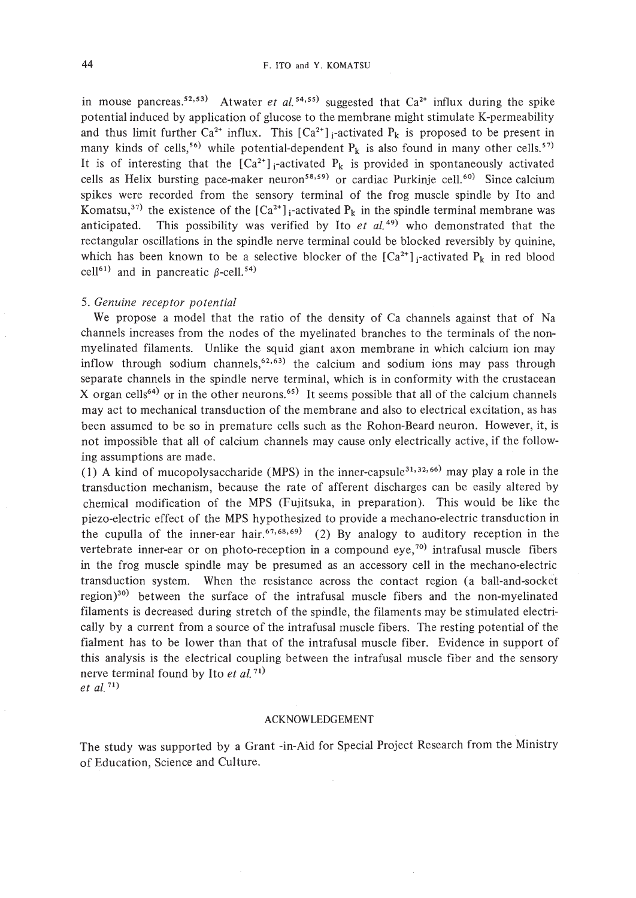in mouse pancreas.[52,53] Atwater *et al.*[54,55] suggested that $Ca^{2+}$ influx during the spike potential induced by application of glucose to the membrane might stimulate K-permeability and thus limit further $Ca^{2+}$ influx. This $[Ca^{2+}]_i$-activated $P_k$ is proposed to be present in many kinds of cells,[56] while potential-dependent $P_k$ is also found in many other cells.[57] It is of interesting that the $[Ca^{2+}]_i$-activated $P_k$ is provided in spontaneously activated cells as Helix bursting pace-maker neuron[58,59] or cardiac Purkinje cell.[60] Since calcium spikes were recorded from the sensory terminal of the frog muscle spindle by Ito and Komatsu,[37] the existence of the $[Ca^{2+}]_i$-activated $P_k$ in the spindle terminal membrane was anticipated. This possibility was verified by Ito *et al.*[49] who demonstrated that the rectangular oscillations in the spindle nerve terminal could be blocked reversibly by quinine, which has been known to be a selective blocker of the $[Ca^{2+}]_i$-activated $P_k$ in red blood cell[61] and in pancreatic $\beta$-cell.[54]

### 5. *Genuine receptor potential*

We propose a model that the ratio of the density of Ca channels against that of Na channels increases from the nodes of the myelinated branches to the terminals of the non-myelinated filaments. Unlike the squid giant axon membrane in which calcium ion may inflow through sodium channels,[62,63] the calcium and sodium ions may pass through separate channels in the spindle nerve terminal, which is in conformity with the crustacean X organ cells[64] or in the other neurons.[65] It seems possible that all of the calcium channels may act to mechanical transduction of the membrane and also to electrical excitation, as has been assumed to be so in premature cells such as the Rohon-Beard neuron. However, it, is not impossible that all of calcium channels may cause only electrically active, if the following assumptions are made.

(1) A kind of mucopolysaccharide (MPS) in the inner-capsule[31,32,66] may play a role in the transduction mechanism, because the rate of afferent discharges can be easily altered by chemical modification of the MPS (Fujitsuka, in preparation). This would be like the piezo-electric effect of the MPS hypothesized to provide a mechano-electric transduction in the cupulla of the inner-ear hair.[67,68,69] (2) By analogy to auditory reception in the vertebrate inner-ear or on photo-reception in a compound eye,[70] intrafusal muscle fibers in the frog muscle spindle may be presumed as an accessory cell in the mechano-electric transduction system. When the resistance across the contact region (a ball-and-socket region)[30] between the surface of the intrafusal muscle fibers and the non-myelinated filaments is decreased during stretch of the spindle, the filaments may be stimulated electrically by a current from a source of the intrafusal muscle fibers. The resting potential of the fialment has to be lower than that of the intrafusal muscle fiber. Evidence in support of this analysis is the electrical coupling between the intrafusal muscle fiber and the sensory nerve terminal found by Ito *et al.*[71]
*et al.*[71]

## ACKNOWLEDGEMENT

The study was supported by a Grant -in-Aid for Special Project Research from the Ministry of Education, Science and Culture.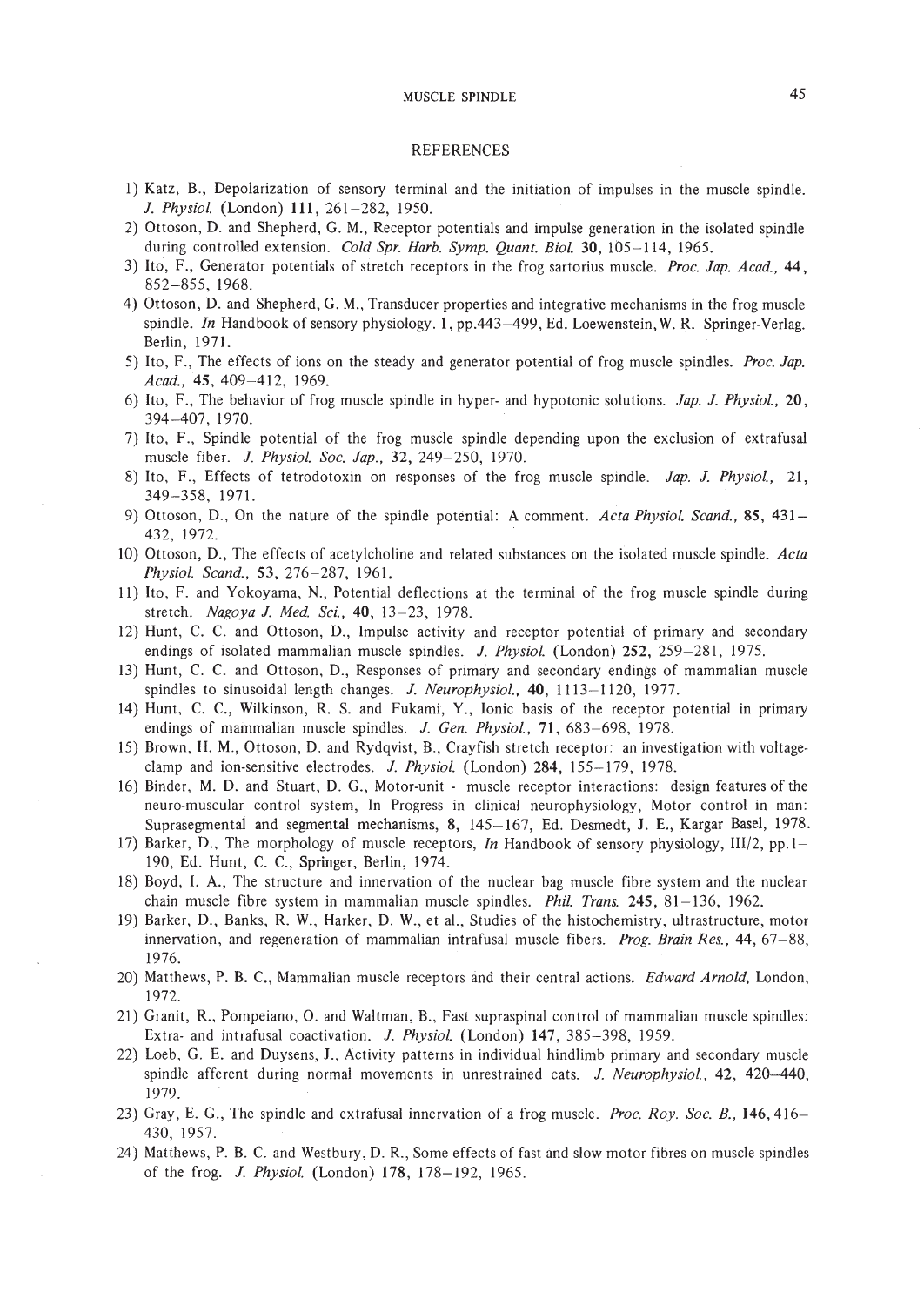## REFERENCES

1) Katz, B., Depolarization of sensory terminal and the initiation of impulses in the muscle spindle. *J. Physiol.* (London) **111**, 261–282, 1950.
2) Ottoson, D. and Shepherd, G. M., Receptor potentials and impulse generation in the isolated spindle during controlled extension. *Cold Spr. Harb. Symp. Quant. Biol.* **30**, 105–114, 1965.
3) Ito, F., Generator potentials of stretch receptors in the frog sartorius muscle. *Proc. Jap. Acad.,* **44**, 852–855, 1968.
4) Ottoson, D. and Shepherd, G. M., Transducer properties and integrative mechanisms in the frog muscle spindle. *In* Handbook of sensory physiology. **1**, pp.443–499, Ed. Loewenstein, W. R. Springer-Verlag. Berlin, 1971.
5) Ito, F., The effects of ions on the steady and generator potential of frog muscle spindles. *Proc. Jap. Acad.,* **45**, 409–412, 1969.
6) Ito, F., The behavior of frog muscle spindle in hyper- and hypotonic solutions. *Jap. J. Physiol.,* **20**, 394–407, 1970.
7) Ito, F., Spindle potential of the frog muscle spindle depending upon the exclusion of extrafusal muscle fiber. *J. Physiol. Soc. Jap.,* **32**, 249–250, 1970.
8) Ito, F., Effects of tetrodotoxin on responses of the frog muscle spindle. *Jap. J. Physiol.,* **21**, 349–358, 1971.
9) Ottoson, D., On the nature of the spindle potential: A comment. *Acta Physiol. Scand.,* **85**, 431–432, 1972.
10) Ottoson, D., The effects of acetylcholine and related substances on the isolated muscle spindle. *Acta Physiol. Scand.,* **53**, 276–287, 1961.
11) Ito, F. and Yokoyama, N., Potential deflections at the terminal of the frog muscle spindle during stretch. *Nagoya J. Med. Sci.,* **40**, 13–23, 1978.
12) Hunt, C. C. and Ottoson, D., Impulse activity and receptor potential of primary and secondary endings of isolated mammalian muscle spindles. *J. Physiol.* (London) **252**, 259–281, 1975.
13) Hunt, C. C. and Ottoson, D., Responses of primary and secondary endings of mammalian muscle spindles to sinusoidal length changes. *J. Neurophysiol.,* **40**, 1113–1120, 1977.
14) Hunt, C. C., Wilkinson, R. S. and Fukami, Y., Ionic basis of the receptor potential in primary endings of mammalian muscle spindles. *J. Gen. Physiol.,* **71**, 683–698, 1978.
15) Brown, H. M., Ottoson, D. and Rydqvist, B., Crayfish stretch receptor: an investigation with voltage-clamp and ion-sensitive electrodes. *J. Physiol.* (London) **284**, 155–179, 1978.
16) Binder, M. D. and Stuart, D. G., Motor-unit - muscle receptor interactions: design features of the neuro-muscular control system, In Progress in clinical neurophysiology, Motor control in man: Suprasegmental and segmental mechanisms, **8**, 145–167, Ed. Desmedt, J. E., Kargar Basel, 1978.
17) Barker, D., The morphology of muscle receptors, *In* Handbook of sensory physiology, III/2, pp.1–190, Ed. Hunt, C. C., Springer, Berlin, 1974.
18) Boyd, I. A., The structure and innervation of the nuclear bag muscle fibre system and the nuclear chain muscle fibre system in mammalian muscle spindles. *Phil. Trans.* **245**, 81–136, 1962.
19) Barker, D., Banks, R. W., Harker, D. W., et al., Studies of the histochemistry, ultrastructure, motor innervation, and regeneration of mammalian intrafusal muscle fibers. *Prog. Brain Res.,* **44**, 67–88, 1976.
20) Matthews, P. B. C., Mammalian muscle receptors and their central actions. *Edward Arnold,* London, 1972.
21) Granit, R., Pompeiano, O. and Waltman, B., Fast supraspinal control of mammalian muscle spindles: Extra- and intrafusal coactivation. *J. Physiol.* (London) **147**, 385–398, 1959.
22) Loeb, G. E. and Duysens, J., Activity patterns in individual hindlimb primary and secondary muscle spindle afferent during normal movements in unrestrained cats. *J. Neurophysiol.,* **42**, 420–440, 1979.
23) Gray, E. G., The spindle and extrafusal innervation of a frog muscle. *Proc. Roy. Soc. B.,* **146**, 416–430, 1957.
24) Matthews, P. B. C. and Westbury, D. R., Some effects of fast and slow motor fibres on muscle spindles of the frog. *J. Physiol.* (London) **178**, 178–192, 1965.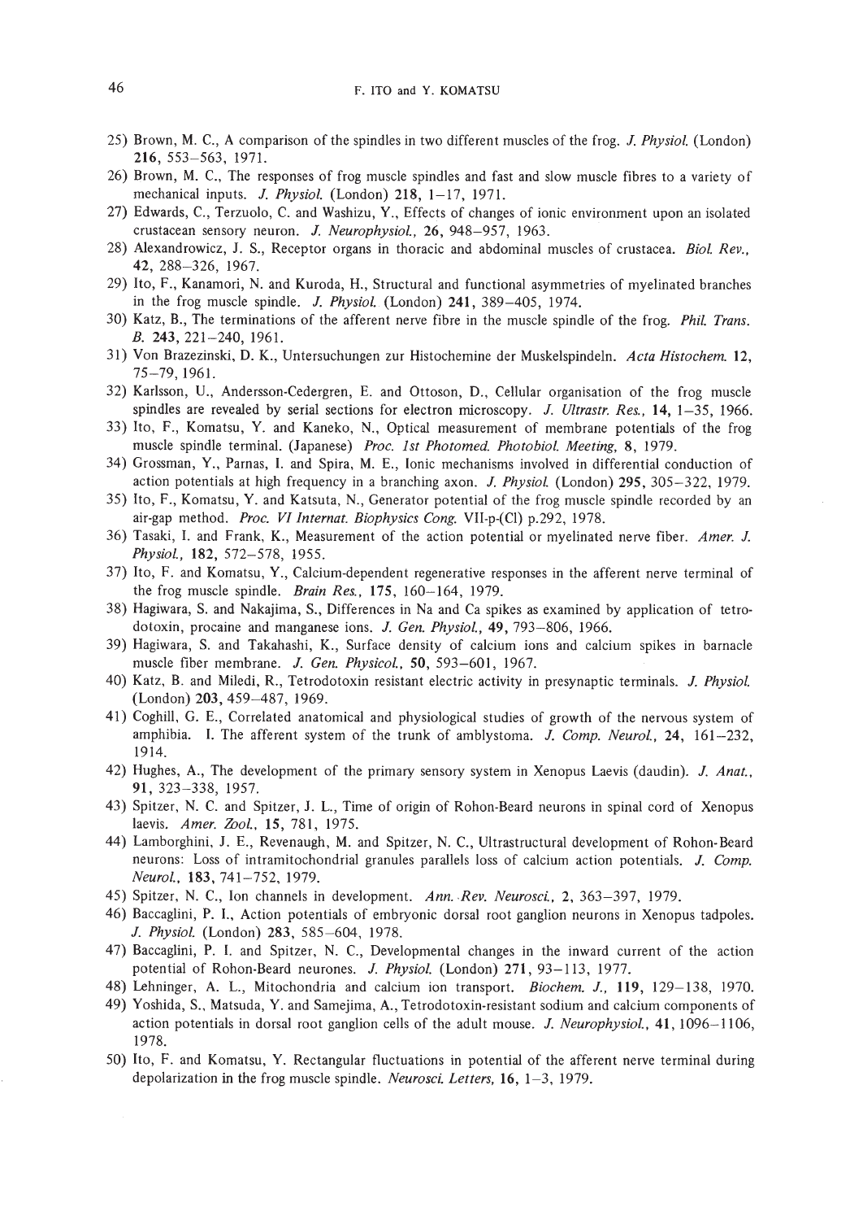25) Brown, M. C., A comparison of the spindles in two different muscles of the frog. *J. Physiol.* (London) **216**, 553–563, 1971.
26) Brown, M. C., The responses of frog muscle spindles and fast and slow muscle fibres to a variety of mechanical inputs. *J. Physiol.* (London) **218**, 1–17, 1971.
27) Edwards, C., Terzuolo, C. and Washizu, Y., Effects of changes of ionic environment upon an isolated crustacean sensory neuron. *J. Neurophysiol.*, **26**, 948–957, 1963.
28) Alexandrowicz, J. S., Receptor organs in thoracic and abdominal muscles of crustacea. *Biol. Rev.*, **42**, 288–326, 1967.
29) Ito, F., Kanamori, N. and Kuroda, H., Structural and functional asymmetries of myelinated branches in the frog muscle spindle. *J. Physiol.* (London) **241**, 389–405, 1974.
30) Katz, B., The terminations of the afferent nerve fibre in the muscle spindle of the frog. *Phil. Trans. B.* **243**, 221–240, 1961.
31) Von Brazezinski, D. K., Untersuchungen zur Histochemine der Muskelspindeln. *Acta Histochem.* **12**, 75–79, 1961.
32) Karlsson, U., Andersson-Cedergren, E. and Ottoson, D., Cellular organisation of the frog muscle spindles are revealed by serial sections for electron microscopy. *J. Ultrastr. Res.*, **14**, 1–35, 1966.
33) Ito, F., Komatsu, Y. and Kaneko, N., Optical measurement of membrane potentials of the frog muscle spindle terminal. (Japanese) *Proc. 1st Photomed. Photobiol. Meeting*, **8**, 1979.
34) Grossman, Y., Parnas, I. and Spira, M. E., Ionic mechanisms involved in differential conduction of action potentials at high frequency in a branching axon. *J. Physiol.* (London) **295**, 305–322, 1979.
35) Ito, F., Komatsu, Y. and Katsuta, N., Generator potential of the frog muscle spindle recorded by an air-gap method. *Proc. VI Internat. Biophysics Cong.* VII-p-(Cl) p.292, 1978.
36) Tasaki, I. and Frank, K., Measurement of the action potential or myelinated nerve fiber. *Amer. J. Physiol.*, **182**, 572–578, 1955.
37) Ito, F. and Komatsu, Y., Calcium-dependent regenerative responses in the afferent nerve terminal of the frog muscle spindle. *Brain Res.*, **175**, 160–164, 1979.
38) Hagiwara, S. and Nakajima, S., Differences in Na and Ca spikes as examined by application of tetrodotoxin, procaine and manganese ions. *J. Gen. Physiol.*, **49**, 793–806, 1966.
39) Hagiwara, S. and Takahashi, K., Surface density of calcium ions and calcium spikes in barnacle muscle fiber membrane. *J. Gen. Physicol.*, **50**, 593–601, 1967.
40) Katz, B. and Miledi, R., Tetrodotoxin resistant electric activity in presynaptic terminals. *J. Physiol.* (London) **203**, 459–487, 1969.
41) Coghill, G. E., Correlated anatomical and physiological studies of growth of the nervous system of amphibia. I. The afferent system of the trunk of amblystoma. *J. Comp. Neurol.*, **24**, 161–232, 1914.
42) Hughes, A., The development of the primary sensory system in Xenopus Laevis (daudin). *J. Anat.*, **91**, 323–338, 1957.
43) Spitzer, N. C. and Spitzer, J. L., Time of origin of Rohon-Beard neurons in spinal cord of Xenopus laevis. *Amer. Zool.*, **15**, 781, 1975.
44) Lamborghini, J. E., Revenaugh, M. and Spitzer, N. C., Ultrastructural development of Rohon-Beard neurons: Loss of intramitochondrial granules parallels loss of calcium action potentials. *J. Comp. Neurol.*, **183**, 741–752, 1979.
45) Spitzer, N. C., Ion channels in development. *Ann. Rev. Neurosci.*, **2**, 363–397, 1979.
46) Baccaglini, P. I., Action potentials of embryonic dorsal root ganglion neurons in Xenopus tadpoles. *J. Physiol.* (London) **283**, 585–604, 1978.
47) Baccaglini, P. I. and Spitzer, N. C., Developmental changes in the inward current of the action potential of Rohon-Beard neurones. *J. Physiol.* (London) **271**, 93–113, 1977.
48) Lehninger, A. L., Mitochondria and calcium ion transport. *Biochem. J.*, **119**, 129–138, 1970.
49) Yoshida, S., Matsuda, Y. and Samejima, A., Tetrodotoxin-resistant sodium and calcium components of action potentials in dorsal root ganglion cells of the adult mouse. *J. Neurophysiol.*, **41**, 1096–1106, 1978.
50) Ito, F. and Komatsu, Y. Rectangular fluctuations in potential of the afferent nerve terminal during depolarization in the frog muscle spindle. *Neurosci. Letters*, **16**, 1–3, 1979.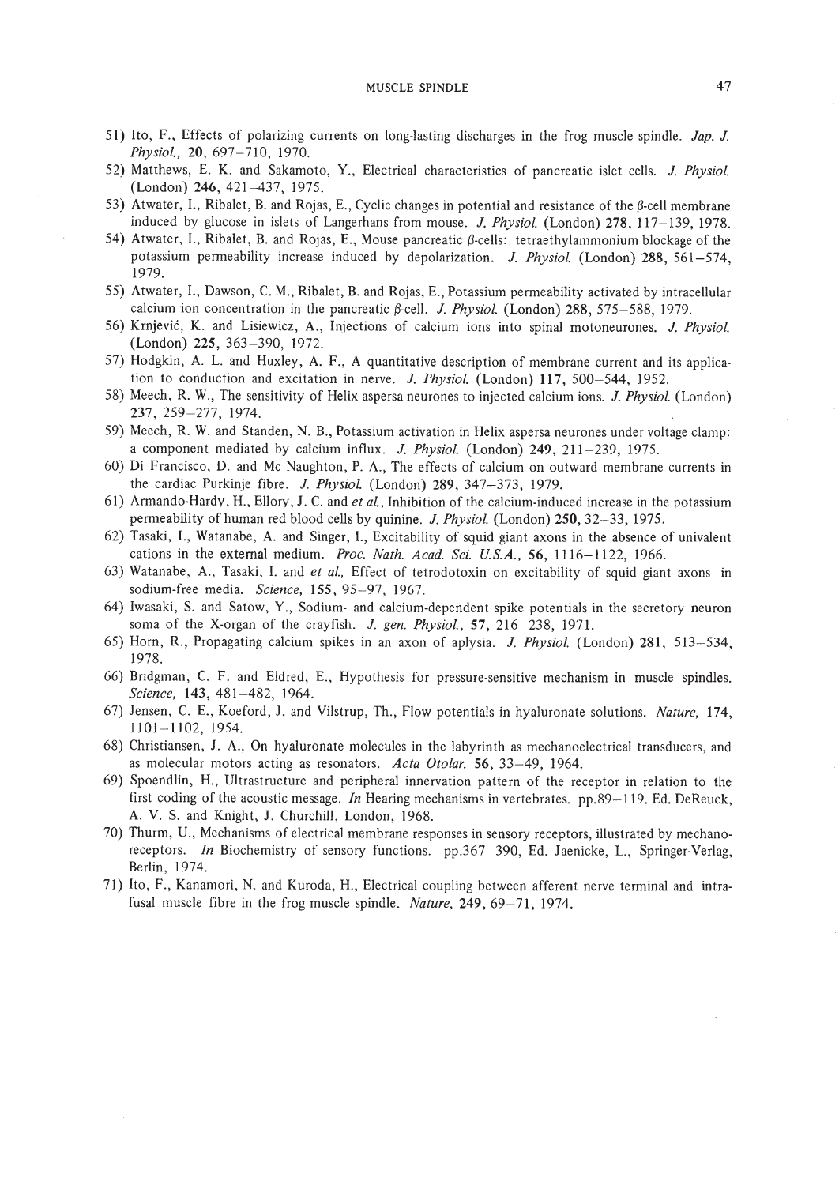51) Ito, F., Effects of polarizing currents on long-lasting discharges in the frog muscle spindle. *Jap. J. Physiol.*, **20**, 697–710, 1970.

52) Matthews, E. K. and Sakamoto, Y., Electrical characteristics of pancreatic islet cells. *J. Physiol.* (London) **246**, 421–437, 1975.

53) Atwater, I., Ribalet, B. and Rojas, E., Cyclic changes in potential and resistance of the β-cell membrane induced by glucose in islets of Langerhans from mouse. *J. Physiol.* (London) **278**, 117–139, 1978.

54) Atwater, I., Ribalet, B. and Rojas, E., Mouse pancreatic β-cells: tetraethylammonium blockage of the potassium permeability increase induced by depolarization. *J. Physiol.* (London) **288**, 561–574, 1979.

55) Atwater, I., Dawson, C. M., Ribalet, B. and Rojas, E., Potassium permeability activated by intracellular calcium ion concentration in the pancreatic β-cell. *J. Physiol.* (London) **288**, 575–588, 1979.

56) Krnjević, K. and Lisiewicz, A., Injections of calcium ions into spinal motoneurones. *J. Physiol.* (London) **225**, 363–390, 1972.

57) Hodgkin, A. L. and Huxley, A. F., A quantitative description of membrane current and its application to conduction and excitation in nerve. *J. Physiol.* (London) **117**, 500–544, 1952.

58) Meech, R. W., The sensitivity of Helix aspersa neurones to injected calcium ions. *J. Physiol.* (London) **237**, 259–277, 1974.

59) Meech, R. W. and Standen, N. B., Potassium activation in Helix aspersa neurones under voltage clamp: a component mediated by calcium influx. *J. Physiol.* (London) **249**, 211–239, 1975.

60) Di Francisco, D. and Mc Naughton, P. A., The effects of calcium on outward membrane currents in the cardiac Purkinje fibre. *J. Physiol.* (London) **289**, 347–373, 1979.

61) Armando-Hardy, H., Ellory, J. C. and *et al.*, Inhibition of the calcium-induced increase in the potassium permeability of human red blood cells by quinine. *J. Physiol.* (London) **250**, 32–33, 1975.

62) Tasaki, I., Watanabe, A. and Singer, I., Excitability of squid giant axons in the absence of univalent cations in the external medium. *Proc. Nath. Acad. Sci. U.S.A.*, **56**, 1116–1122, 1966.

63) Watanabe, A., Tasaki, I. and *et al.*, Effect of tetrodotoxin on excitability of squid giant axons in sodium-free media. *Science*, **155**, 95–97, 1967.

64) Iwasaki, S. and Satow, Y., Sodium- and calcium-dependent spike potentials in the secretory neuron soma of the X-organ of the crayfish. *J. gen. Physiol.*, **57**, 216–238, 1971.

65) Horn, R., Propagating calcium spikes in an axon of aplysia. *J. Physiol.* (London) **281**, 513–534, 1978.

66) Bridgman, C. F. and Eldred, E., Hypothesis for pressure-sensitive mechanism in muscle spindles. *Science*, **143**, 481–482, 1964.

67) Jensen, C. E., Koeford, J. and Vilstrup, Th., Flow potentials in hyaluronate solutions. *Nature*, **174**, 1101–1102, 1954.

68) Christiansen, J. A., On hyaluronate molecules in the labyrinth as mechanoelectrical transducers, and as molecular motors acting as resonators. *Acta Otolar.* **56**, 33–49, 1964.

69) Spoendlin, H., Ultrastructure and peripheral innervation pattern of the receptor in relation to the first coding of the acoustic message. *In* Hearing mechanisms in vertebrates. pp.89–119. Ed. DeReuck, A. V. S. and Knight, J. Churchill, London, 1968.

70) Thurm, U., Mechanisms of electrical membrane responses in sensory receptors, illustrated by mechanoreceptors. *In* Biochemistry of sensory functions. pp.367–390, Ed. Jaenicke, L., Springer-Verlag, Berlin, 1974.

71) Ito, F., Kanamori, N. and Kuroda, H., Electrical coupling between afferent nerve terminal and intrafusal muscle fibre in the frog muscle spindle. *Nature*, **249**, 69–71, 1974.